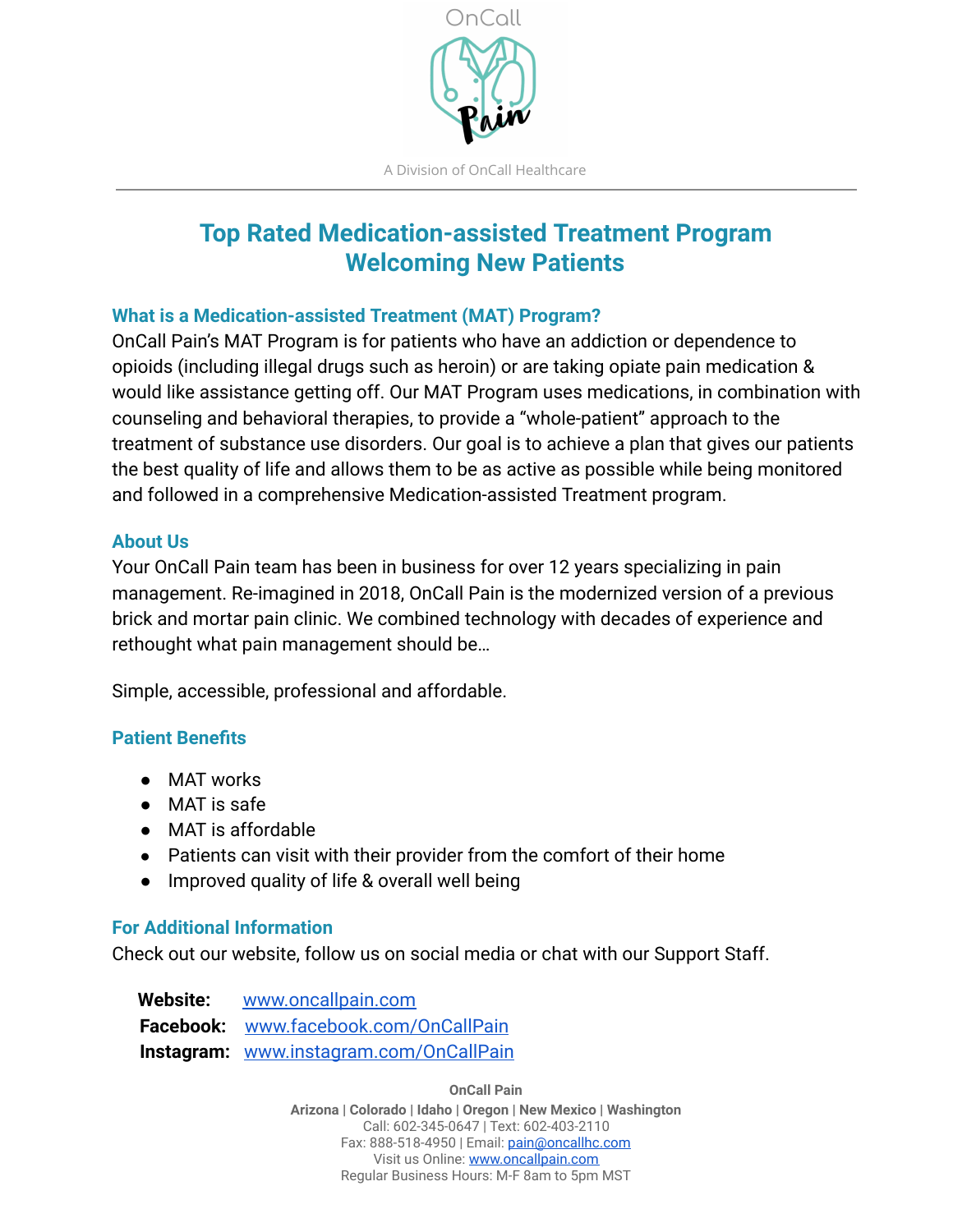OnCall Pain

A Division of OnCall Healthcare

---

# Top Rated Medication-assisted Treatment Program Welcoming New Patients

## What is a Medication-assisted Treatment (MAT) Program?

OnCall Pain's MAT Program is for patients who have an addiction or dependence to opioids (including illegal drugs such as heroin) or are taking opiate pain medication & would like assistance getting off. Our MAT Program uses medications, in combination with counseling and behavioral therapies, to provide a "whole-patient" approach to the treatment of substance use disorders. Our goal is to achieve a plan that gives our patients the best quality of life and allows them to be as active as possible while being monitored and followed in a comprehensive Medication-assisted Treatment program.

## About Us

Your OnCall Pain team has been in business for over 12 years specializing in pain management. Re-imagined in 2018, OnCall Pain is the modernized version of a previous brick and mortar pain clinic. We combined technology with decades of experience and rethought what pain management should be…

Simple, accessible, professional and affordable.

## Patient Benefits

- MAT works
- MAT is safe
- MAT is affordable
- Patients can visit with their provider from the comfort of their home
- Improved quality of life & overall well being

## For Additional Information

Check out our website, follow us on social media or chat with our Support Staff.

**Website:** www.oncallpain.com
**Facebook:** www.facebook.com/OnCallPain
**Instagram:** www.instagram.com/OnCallPain

**OnCall Pain**
**Arizona | Colorado | Idaho | Oregon | New Mexico | Washington**
Call: 602-345-0647 | Text: 602-403-2110
Fax: 888-518-4950 | Email: pain@oncallhc.com
Visit us Online: www.oncallpain.com
Regular Business Hours: M-F 8am to 5pm MST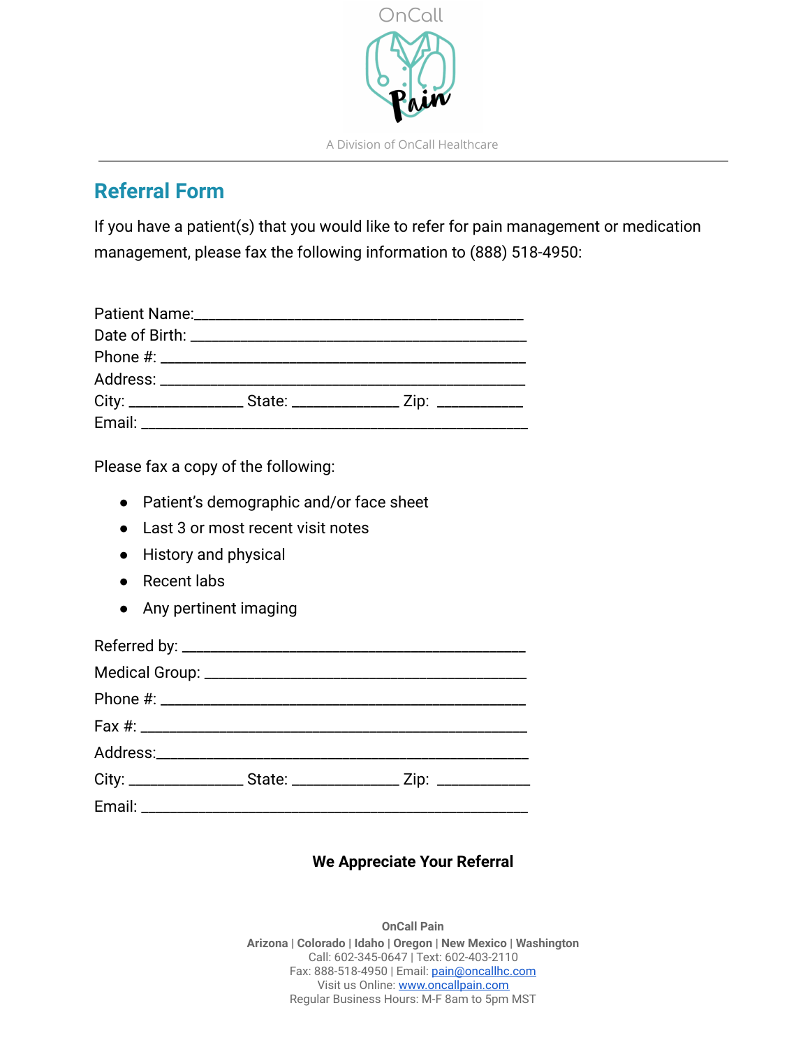OnCall

Pain

A Division of OnCall Healthcare

## Referral Form

If you have a patient(s) that you would like to refer for pain management or medication management, please fax the following information to (888) 518-4950:

Patient Name:______________________________________
Date of Birth: ______________________________________
Phone #: __________________________________________
Address: __________________________________________
City: _____________ State: _____________ Zip: __________
Email: ____________________________________________

Please fax a copy of the following:

- Patient's demographic and/or face sheet
- Last 3 or most recent visit notes
- History and physical
- Recent labs
- Any pertinent imaging

Referred by: _______________________________________
Medical Group: _____________________________________
Phone #: __________________________________________
Fax #: ____________________________________________
Address:___________________________________________
City: _____________ State: _____________ Zip: ___________
Email: ____________________________________________

**We Appreciate Your Referral**

**OnCall Pain**
**Arizona** | **Colorado** | **Idaho** | **Oregon** | **New Mexico** | **Washington**
Call: 602-345-0647 | Text: 602-403-2110
Fax: 888-518-4950 | Email: pain@oncallhc.com
Visit us Online: www.oncallpain.com
Regular Business Hours: M-F 8am to 5pm MST